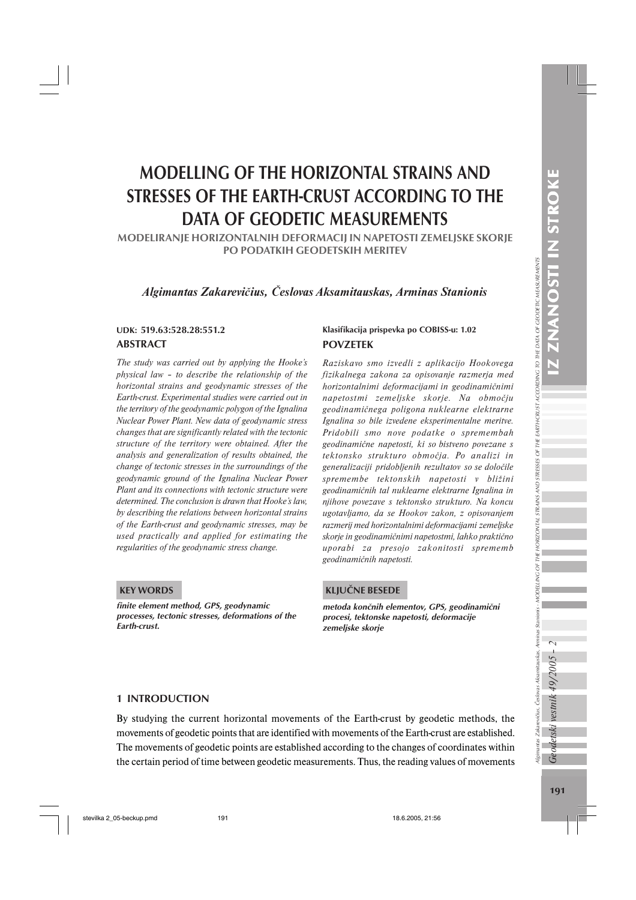# MODELLING OF THE HORIZONTAL STRAINS AND STRESSES OF THE EARTH-CRUST ACCORDING TO THE DATA OF GEODETIC MEASUREMENTS

## MODELIRANJE HORIZONTALNIH DEFORMACIJ IN NAPETOSTI ZEMELJSKE SKORJE PO PODATKIH GEODETSKIH MERITEV

***Algimantas Zakarevičius, Česlovas Aksamitauskas, Arminas Stanionis***

**UDK: 519.63:528.28:551.2**

### ABSTRACT

*The study was carried out by applying the Hooke's physical law – to describe the relationship of the horizontal strains and geodynamic stresses of the Earth-crust. Experimental studies were carried out in the territory of the geodynamic polygon of the Ignalina Nuclear Power Plant. New data of geodynamic stress changes that are significantly related with the tectonic structure of the territory were obtained. After the analysis and generalization of results obtained, the change of tectonic stresses in the surroundings of the geodynamic ground of the Ignalina Nuclear Power Plant and its connections with tectonic structure were determined. The conclusion is drawn that Hooke's law, by describing the relations between horizontal strains of the Earth-crust and geodynamic stresses, may be used practically and applied for estimating the regularities of the geodynamic stress change.*

### KEY WORDS

***finite element method, GPS, geodynamic processes, tectonic stresses, deformations of the Earth-crust.***

**Klasifikacija prispevka po COBISS-u: 1.02**

### POVZETEK

*Raziskavo smo izvedli z aplikacijo Hookovega fizikalnega zakona za opisovanje razmerja med horizontalnimi deformacijami in geodinamičnimi napetostmi zemeljske skorje. Na območju geodinamičnega poligona nuklearne elektrarne Ignalina so bile izvedene eksperimentalne meritve. Pridobili smo nove podatke o spremembah geodinamične napetosti, ki so bistveno povezane s tektonsko strukturo območja. Po analizi in generalizaciji pridobljenih rezultatov so se določile spremembe tektonskih napetosti v bližini geodinamičnih tal nuklearne elektrarne Ignalina in njihove povezave s tektonsko strukturo. Na koncu ugotavljamo, da se Hookov zakon, z opisovanjem razmerij med horizontalnimi deformacijami zemeljske skorje in geodinamičnimi napetostmi, lahko praktično uporabi za presojo zakonitosti sprememb geodinamičnih napetosti.*

### KLJUČNE BESEDE

***metoda končnih elementov, GPS, geodinamični procesi, tektonske napetosti, deformacije zemeljske skorje***

## 1 INTRODUCTION

By studying the current horizontal movements of the Earth-crust by geodetic methods, the movements of geodetic points that are identified with movements of the Earth-crust are established. The movements of geodetic points are established according to the changes of coordinates within the certain period of time between geodetic measurements. Thus, the reading values of movements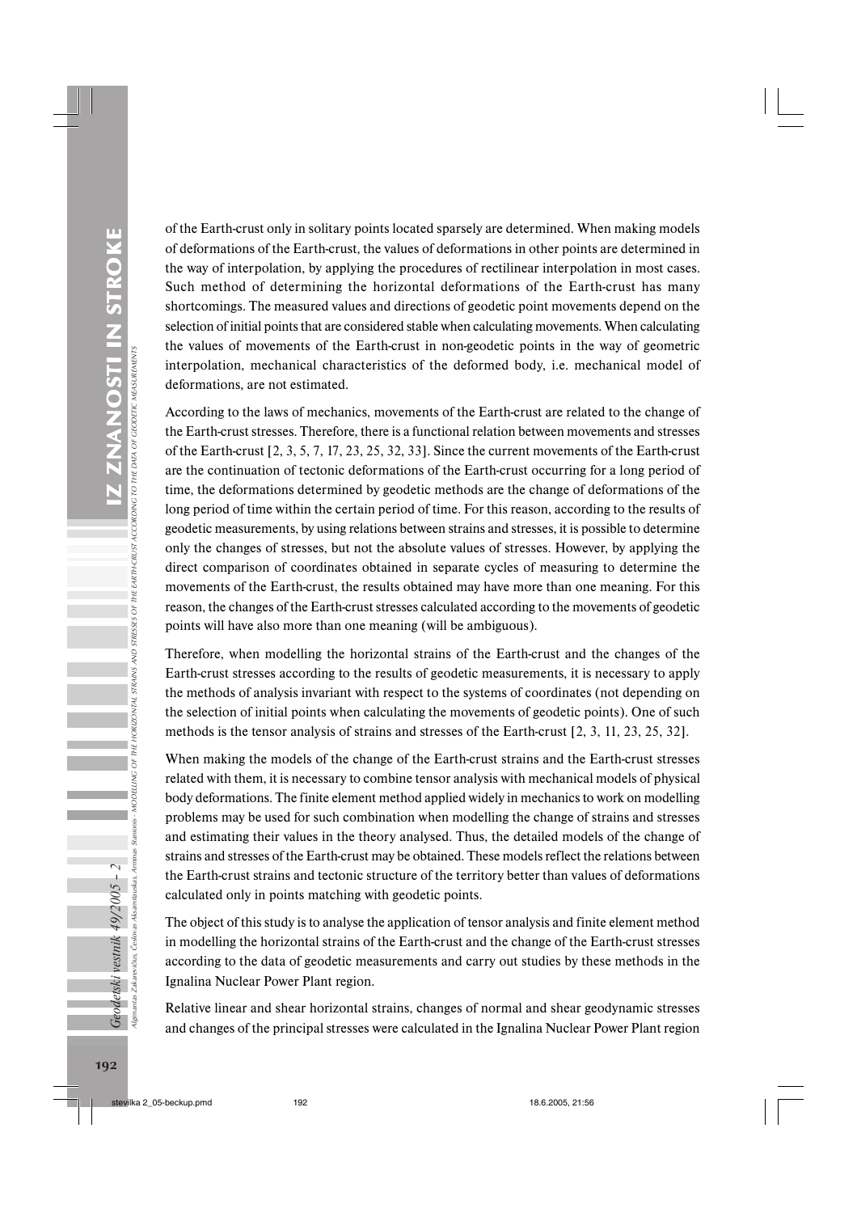of the Earth-crust only in solitary points located sparsely are determined. When making models of deformations of the Earth-crust, the values of deformations in other points are determined in the way of interpolation, by applying the procedures of rectilinear interpolation in most cases. Such method of determining the horizontal deformations of the Earth-crust has many shortcomings. The measured values and directions of geodetic point movements depend on the selection of initial points that are considered stable when calculating movements. When calculating the values of movements of the Earth-crust in non-geodetic points in the way of geometric interpolation, mechanical characteristics of the deformed body, i.e. mechanical model of deformations, are not estimated.

According to the laws of mechanics, movements of the Earth-crust are related to the change of the Earth-crust stresses. Therefore, there is a functional relation between movements and stresses of the Earth-crust [2, 3, 5, 7, 17, 23, 25, 32, 33]. Since the current movements of the Earth-crust are the continuation of tectonic deformations of the Earth-crust occurring for a long period of time, the deformations determined by geodetic methods are the change of deformations of the long period of time within the certain period of time. For this reason, according to the results of geodetic measurements, by using relations between strains and stresses, it is possible to determine only the changes of stresses, but not the absolute values of stresses. However, by applying the direct comparison of coordinates obtained in separate cycles of measuring to determine the movements of the Earth-crust, the results obtained may have more than one meaning. For this reason, the changes of the Earth-crust stresses calculated according to the movements of geodetic points will have also more than one meaning (will be ambiguous).

Therefore, when modelling the horizontal strains of the Earth-crust and the changes of the Earth-crust stresses according to the results of geodetic measurements, it is necessary to apply the methods of analysis invariant with respect to the systems of coordinates (not depending on the selection of initial points when calculating the movements of geodetic points). One of such methods is the tensor analysis of strains and stresses of the Earth-crust [2, 3, 11, 23, 25, 32].

When making the models of the change of the Earth-crust strains and the Earth-crust stresses related with them, it is necessary to combine tensor analysis with mechanical models of physical body deformations. The finite element method applied widely in mechanics to work on modelling problems may be used for such combination when modelling the change of strains and stresses and estimating their values in the theory analysed. Thus, the detailed models of the change of strains and stresses of the Earth-crust may be obtained. These models reflect the relations between the Earth-crust strains and tectonic structure of the territory better than values of deformations calculated only in points matching with geodetic points.

The object of this study is to analyse the application of tensor analysis and finite element method in modelling the horizontal strains of the Earth-crust and the change of the Earth-crust stresses according to the data of geodetic measurements and carry out studies by these methods in the Ignalina Nuclear Power Plant region.

Relative linear and shear horizontal strains, changes of normal and shear geodynamic stresses and changes of the principal stresses were calculated in the Ignalina Nuclear Power Plant region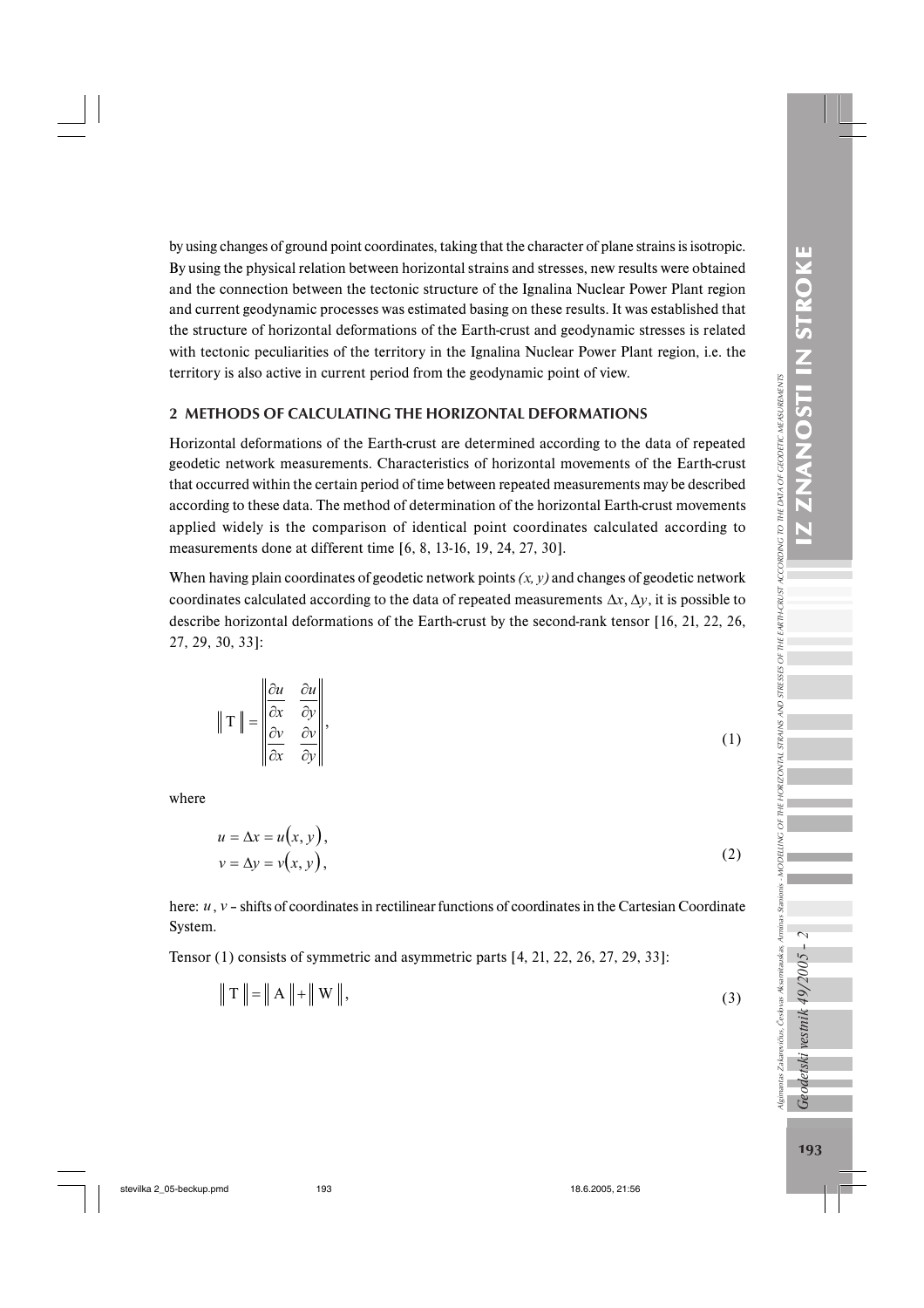by using changes of ground point coordinates, taking that the character of plane strains is isotropic. By using the physical relation between horizontal strains and stresses, new results were obtained and the connection between the tectonic structure of the Ignalina Nuclear Power Plant region and current geodynamic processes was estimated basing on these results. It was established that the structure of horizontal deformations of the Earth-crust and geodynamic stresses is related with tectonic peculiarities of the territory in the Ignalina Nuclear Power Plant region, i.e. the territory is also active in current period from the geodynamic point of view.

## 2 METHODS OF CALCULATING THE HORIZONTAL DEFORMATIONS

Horizontal deformations of the Earth-crust are determined according to the data of repeated geodetic network measurements. Characteristics of horizontal movements of the Earth-crust that occurred within the certain period of time between repeated measurements may be described according to these data. The method of determination of the horizontal Earth-crust movements applied widely is the comparison of identical point coordinates calculated according to measurements done at different time [6, 8, 13-16, 19, 24, 27, 30].

When having plain coordinates of geodetic network points *(x, y)* and changes of geodetic network coordinates calculated according to the data of repeated measurements $\Delta x$, $\Delta y$, it is possible to describe horizontal deformations of the Earth-crust by the second-rank tensor [16, 21, 22, 26, 27, 29, 30, 33]:

$$\left\| \mathrm{T} \right\| = \left\| \begin{matrix} \dfrac{\partial u}{\partial x} & \dfrac{\partial u}{\partial y} \\ \dfrac{\partial v}{\partial x} & \dfrac{\partial v}{\partial y} \end{matrix} \right\|, \tag{1}$$

where

$$\begin{aligned} u &= \Delta x = u(x, y), \\ v &= \Delta y = v(x, y), \end{aligned} \tag{2}$$

here: $u$, $v$ – shifts of coordinates in rectilinear functions of coordinates in the Cartesian Coordinate System.

Tensor (1) consists of symmetric and asymmetric parts [4, 21, 22, 26, 27, 29, 33]:

$$\left\| \mathrm{T} \right\| = \left\| \mathrm{A} \right\| + \left\| \mathrm{W} \right\|, \tag{3}$$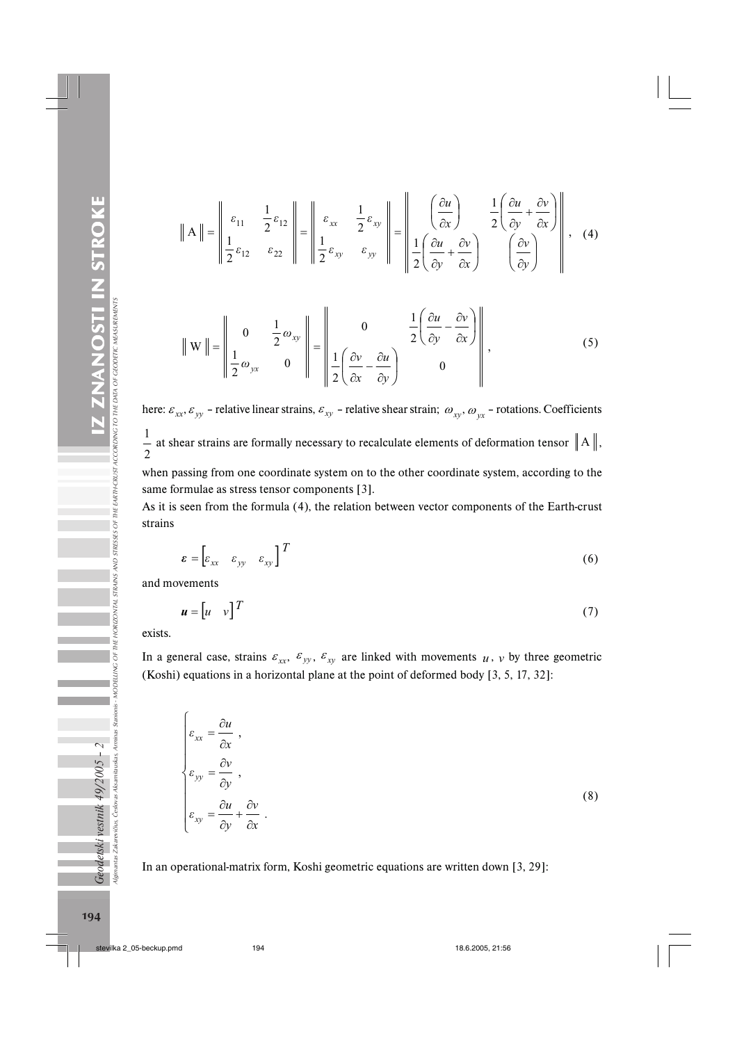$$
\left\| \mathrm{A} \right\| = \left\| \begin{matrix} \varepsilon_{11} & \frac{1}{2}\varepsilon_{12} \\ \frac{1}{2}\varepsilon_{12} & \varepsilon_{22} \end{matrix} \right\| = \left\| \begin{matrix} \varepsilon_{xx} & \frac{1}{2}\varepsilon_{xy} \\ \frac{1}{2}\varepsilon_{xy} & \varepsilon_{yy} \end{matrix} \right\| = \left\| \begin{matrix} \left( \frac{\partial u}{\partial x} \right) & \frac{1}{2}\left( \frac{\partial u}{\partial y} + \frac{\partial v}{\partial x} \right) \\ \frac{1}{2}\left( \frac{\partial u}{\partial y} + \frac{\partial v}{\partial x} \right) & \left( \frac{\partial v}{\partial y} \right) \end{matrix} \right\| , \tag{4}
$$

$$
\left\| \mathrm{W} \right\| = \left\| \begin{matrix} 0 & \frac{1}{2}\omega_{xy} \\ \frac{1}{2}\omega_{yx} & 0 \end{matrix} \right\| = \left\| \begin{matrix} 0 & \frac{1}{2}\left( \frac{\partial u}{\partial y} - \frac{\partial v}{\partial x} \right) \\ \frac{1}{2}\left( \frac{\partial v}{\partial x} - \frac{\partial u}{\partial y} \right) & 0 \end{matrix} \right\| , \tag{5}
$$

here: $\varepsilon_{xx}, \varepsilon_{yy}$ – relative linear strains, $\varepsilon_{xy}$ – relative shear strain; $\omega_{xy}, \omega_{yx}$ – rotations. Coefficients $\frac{1}{2}$ at shear strains are formally necessary to recalculate elements of deformation tensor $\left\| \mathrm{A} \right\|$, when passing from one coordinate system on to the other coordinate system, according to the same formulae as stress tensor components [3].

As it is seen from the formula (4), the relation between vector components of the Earth-crust strains

$$
\boldsymbol{\varepsilon} = \begin{bmatrix} \varepsilon_{xx} & \varepsilon_{yy} & \varepsilon_{xy} \end{bmatrix}^T \tag{6}
$$

and movements

$$
\boldsymbol{u} = \begin{bmatrix} u & v \end{bmatrix}^T \tag{7}
$$

exists.

In a general case, strains $\varepsilon_{xx}$, $\varepsilon_{yy}$, $\varepsilon_{xy}$ are linked with movements $u$, $v$ by three geometric (Koshi) equations in a horizontal plane at the point of deformed body [3, 5, 17, 32]:

$$
\begin{cases} \varepsilon_{xx} = \dfrac{\partial u}{\partial x} , \\ \varepsilon_{yy} = \dfrac{\partial v}{\partial y} , \\ \varepsilon_{xy} = \dfrac{\partial u}{\partial y} + \dfrac{\partial v}{\partial x} . \end{cases} \tag{8}
$$

In an operational-matrix form, Koshi geometric equations are written down [3, 29]: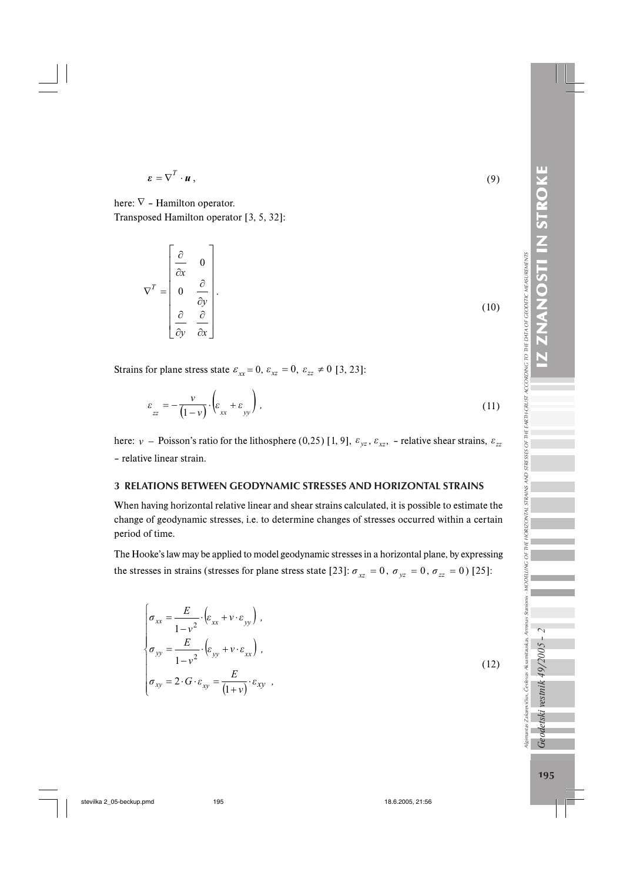$$\boldsymbol{\varepsilon} = \nabla^T \cdot \boldsymbol{u}\,, \tag{9}$$

here: $\nabla$ – Hamilton operator.
Transposed Hamilton operator [3, 5, 32]:

$$\nabla^T = \begin{bmatrix} \dfrac{\partial}{\partial x} & 0 \\ 0 & \dfrac{\partial}{\partial y} \\ \dfrac{\partial}{\partial y} & \dfrac{\partial}{\partial x} \end{bmatrix}. \tag{10}$$

Strains for plane stress state $\varepsilon_{xx} = 0,\ \varepsilon_{xz} = 0,\ \varepsilon_{zz} \neq 0$ [3, 23]:

$$\varepsilon_{zz} = -\frac{\nu}{(1-\nu)} \cdot \left(\varepsilon_{xx} + \varepsilon_{yy}\right), \tag{11}$$

here: $\nu$ – Poisson's ratio for the lithosphere (0,25) [1, 9], $\varepsilon_{yz}$, $\varepsilon_{xz}$, – relative shear strains, $\varepsilon_{zz}$ – relative linear strain.

## 3 RELATIONS BETWEEN GEODYNAMIC STRESSES AND HORIZONTAL STRAINS

When having horizontal relative linear and shear strains calculated, it is possible to estimate the change of geodynamic stresses, i.e. to determine changes of stresses occurred within a certain period of time.

The Hooke's law may be applied to model geodynamic stresses in a horizontal plane, by expressing the stresses in strains (stresses for plane stress state [23]: $\sigma_{xz} = 0$, $\sigma_{yz} = 0$, $\sigma_{zz} = 0$) [25]:

$$\begin{cases} \sigma_{xx} = \dfrac{E}{1-\nu^2} \cdot \left(\varepsilon_{xx} + \nu \cdot \varepsilon_{yy}\right), \\ \sigma_{yy} = \dfrac{E}{1-\nu^2} \cdot \left(\varepsilon_{yy} + \nu \cdot \varepsilon_{xx}\right), \\ \sigma_{xy} = 2 \cdot G \cdot \varepsilon_{xy} = \dfrac{E}{(1+\nu)} \cdot \varepsilon_{xy}\ , \end{cases} \tag{12}$$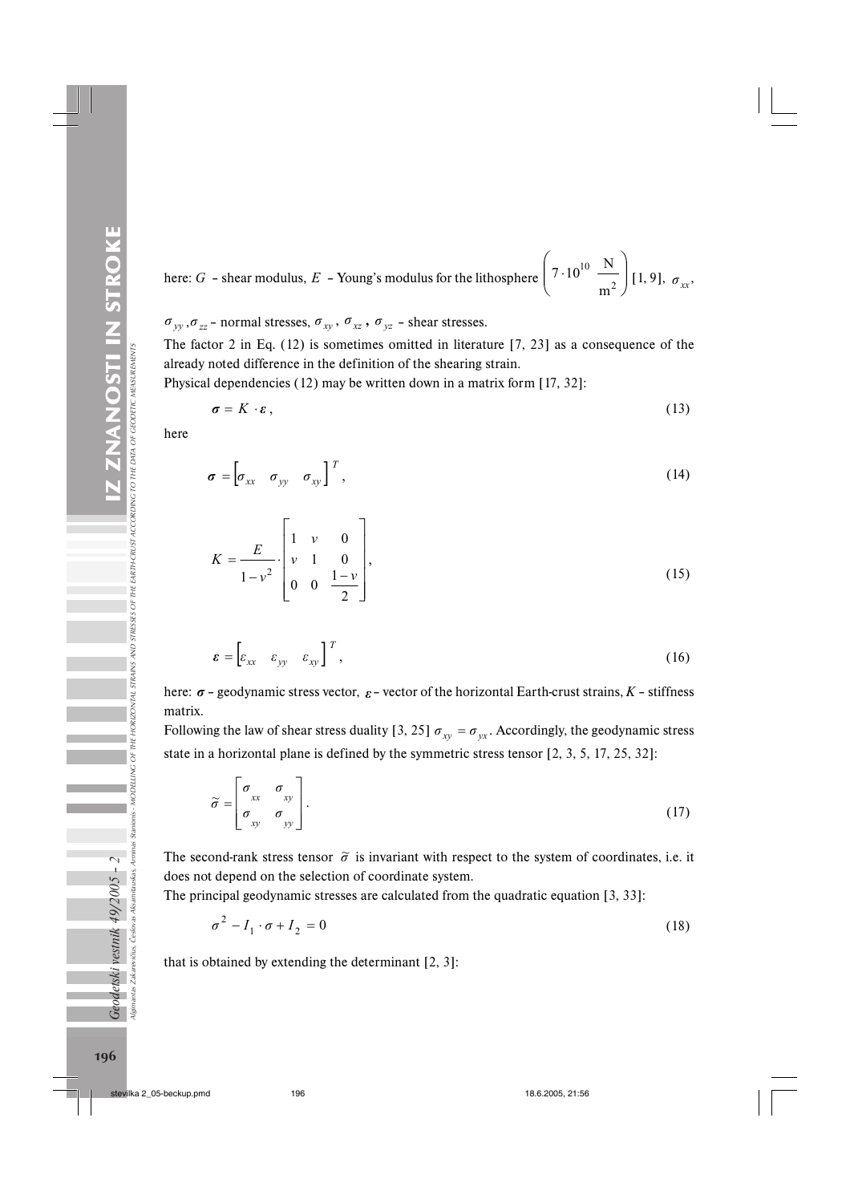here: $G$ – shear modulus, $E$ – Young's modulus for the lithosphere $\left(7 \cdot 10^{10} \ \frac{\text{N}}{\text{m}^2}\right)$ [1, 9], $\sigma_{xx}$, $\sigma_{yy}, \sigma_{zz}$ – normal stresses, $\sigma_{xy}$, $\sigma_{xz}$, $\sigma_{yz}$ – shear stresses.

The factor 2 in Eq. (12) is sometimes omitted in literature [7, 23] as a consequence of the already noted difference in the definition of the shearing strain.

Physical dependencies (12) may be written down in a matrix form [17, 32]:

$$\boldsymbol{\sigma} = K \cdot \boldsymbol{\varepsilon}, \tag{13}$$

here

$$\boldsymbol{\sigma} = \begin{bmatrix} \sigma_{xx} & \sigma_{yy} & \sigma_{xy} \end{bmatrix}^T, \tag{14}$$

$$K = \frac{E}{1 - v^2} \cdot \begin{bmatrix} 1 & v & 0 \\ v & 1 & 0 \\ 0 & 0 & \frac{1 - v}{2} \end{bmatrix}, \tag{15}$$

$$\boldsymbol{\varepsilon} = \begin{bmatrix} \varepsilon_{xx} & \varepsilon_{yy} & \varepsilon_{xy} \end{bmatrix}^T, \tag{16}$$

here: $\boldsymbol{\sigma}$ – geodynamic stress vector, $\boldsymbol{\varepsilon}$ – vector of the horizontal Earth-crust strains, $K$ – stiffness matrix.

Following the law of shear stress duality [3, 25] $\sigma_{xy} = \sigma_{yx}$. Accordingly, the geodynamic stress state in a horizontal plane is defined by the symmetric stress tensor [2, 3, 5, 17, 25, 32]:

$$\tilde{\sigma} = \begin{bmatrix} \sigma_{xx} & \sigma_{xy} \\ \sigma_{xy} & \sigma_{yy} \end{bmatrix}. \tag{17}$$

The second-rank stress tensor $\tilde{\sigma}$ is invariant with respect to the system of coordinates, i.e. it does not depend on the selection of coordinate system.

The principal geodynamic stresses are calculated from the quadratic equation [3, 33]:

$$\sigma^2 - I_1 \cdot \sigma + I_2 = 0 \tag{18}$$

that is obtained by extending the determinant [2, 3]: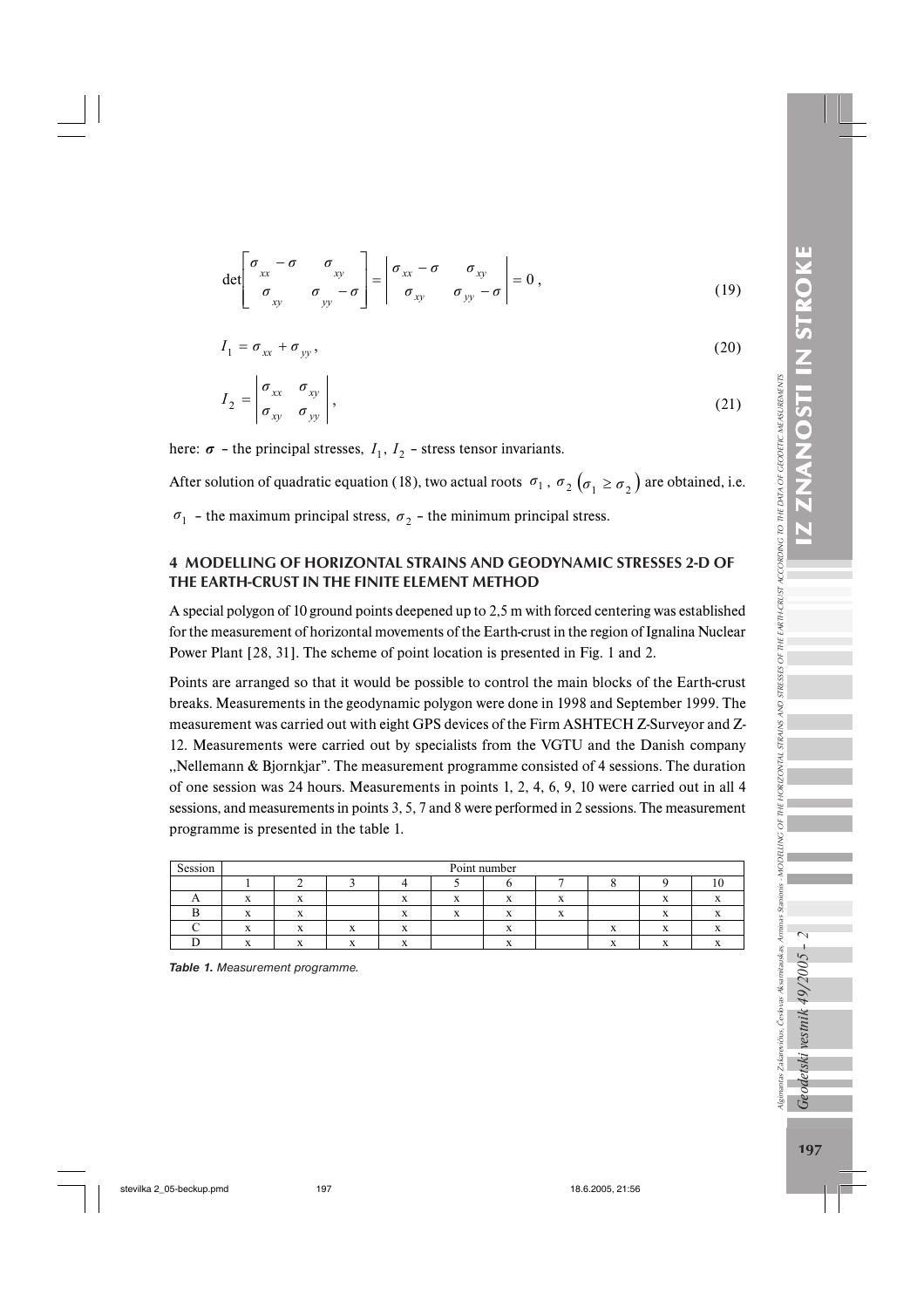$$\det\begin{bmatrix}\sigma_{xx}-\sigma & \sigma_{xy}\\ \sigma_{xy} & \sigma_{yy}-\sigma\end{bmatrix}=\begin{vmatrix}\sigma_{xx}-\sigma & \sigma_{xy}\\ \sigma_{xy} & \sigma_{yy}-\sigma\end{vmatrix}=0\,, \tag{19}$$

$$I_1=\sigma_{xx}+\sigma_{yy}\,, \tag{20}$$

$$I_2=\begin{vmatrix}\sigma_{xx} & \sigma_{xy}\\ \sigma_{xy} & \sigma_{yy}\end{vmatrix}, \tag{21}$$

here: $\boldsymbol{\sigma}$ – the principal stresses, $I_1$, $I_2$ – stress tensor invariants.

After solution of quadratic equation (18), two actual roots $\sigma_1$, $\sigma_2$ $\left(\sigma_1 \geq \sigma_2\right)$ are obtained, i.e. $\sigma_1$ – the maximum principal stress, $\sigma_2$ – the minimum principal stress.

## 4 MODELLING OF HORIZONTAL STRAINS AND GEODYNAMIC STRESSES 2-D OF THE EARTH-CRUST IN THE FINITE ELEMENT METHOD

A special polygon of 10 ground points deepened up to 2,5 m with forced centering was established for the measurement of horizontal movements of the Earth-crust in the region of Ignalina Nuclear Power Plant [28, 31]. The scheme of point location is presented in Fig. 1 and 2.

Points are arranged so that it would be possible to control the main blocks of the Earth-crust breaks. Measurements in the geodynamic polygon were done in 1998 and September 1999. The measurement was carried out with eight GPS devices of the Firm ASHTECH Z-Surveyor and Z-12. Measurements were carried out by specialists from the VGTU and the Danish company „Nellemann & Bjornkjar". The measurement programme consisted of 4 sessions. The duration of one session was 24 hours. Measurements in points 1, 2, 4, 6, 9, 10 were carried out in all 4 sessions, and measurements in points 3, 5, 7 and 8 were performed in 2 sessions. The measurement programme is presented in the table 1.

| Session | Point number | | | | | | | | | |
|---|---|---|---|---|---|---|---|---|---|---|
| | 1 | 2 | 3 | 4 | 5 | 6 | 7 | 8 | 9 | 10 |
| A | x | x | | x | x | x | x | | x | x |
| B | x | x | | x | x | x | x | | x | x |
| C | x | x | x | x | | x | | x | x | x |
| D | x | x | x | x | | x | | x | x | x |

*Table 1. Measurement programme.*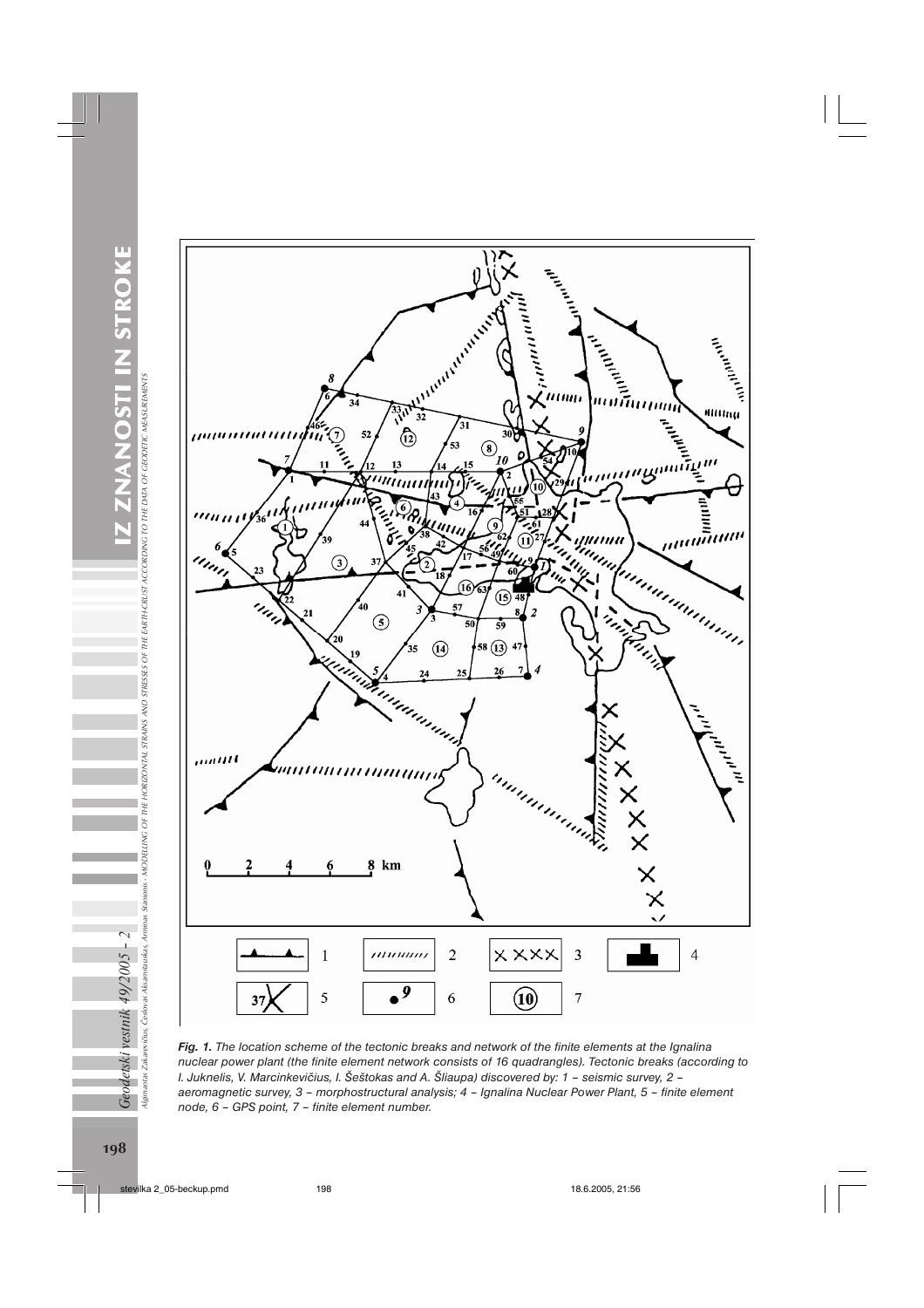***Fig. 1.** The location scheme of the tectonic breaks and network of the finite elements at the Ignalina nuclear power plant (the finite element network consists of 16 quadrangles). Tectonic breaks (according to I. Juknelis, V. Marcinkevičius, I. Šeštokas and A. Šliaupa) discovered by: 1 – seismic survey, 2 – aeromagnetic survey, 3 – morphostructural analysis; 4 – Ignalina Nuclear Power Plant, 5 – finite element node, 6 – GPS point, 7 – finite element number.*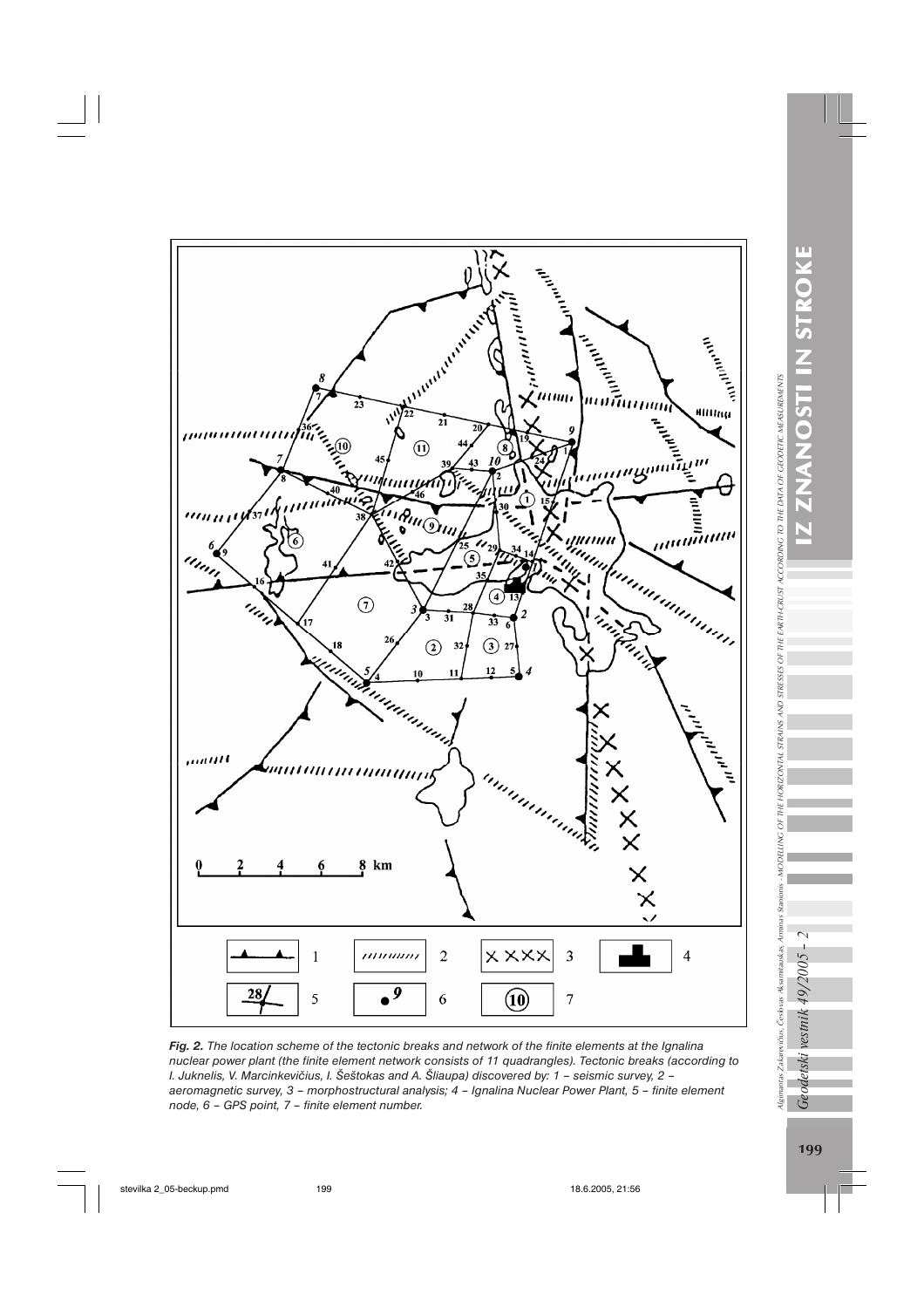**Fig. 2.** *The location scheme of the tectonic breaks and network of the finite elements at the Ignalina nuclear power plant (the finite element network consists of 11 quadrangles). Tectonic breaks (according to I. Juknelis, V. Marcinkevičius, I. Šeštokas and A. Šliaupa) discovered by: 1 – seismic survey, 2 – aeromagnetic survey, 3 – morphostructural analysis; 4 – Ignalina Nuclear Power Plant, 5 – finite element node, 6 – GPS point, 7 – finite element number.*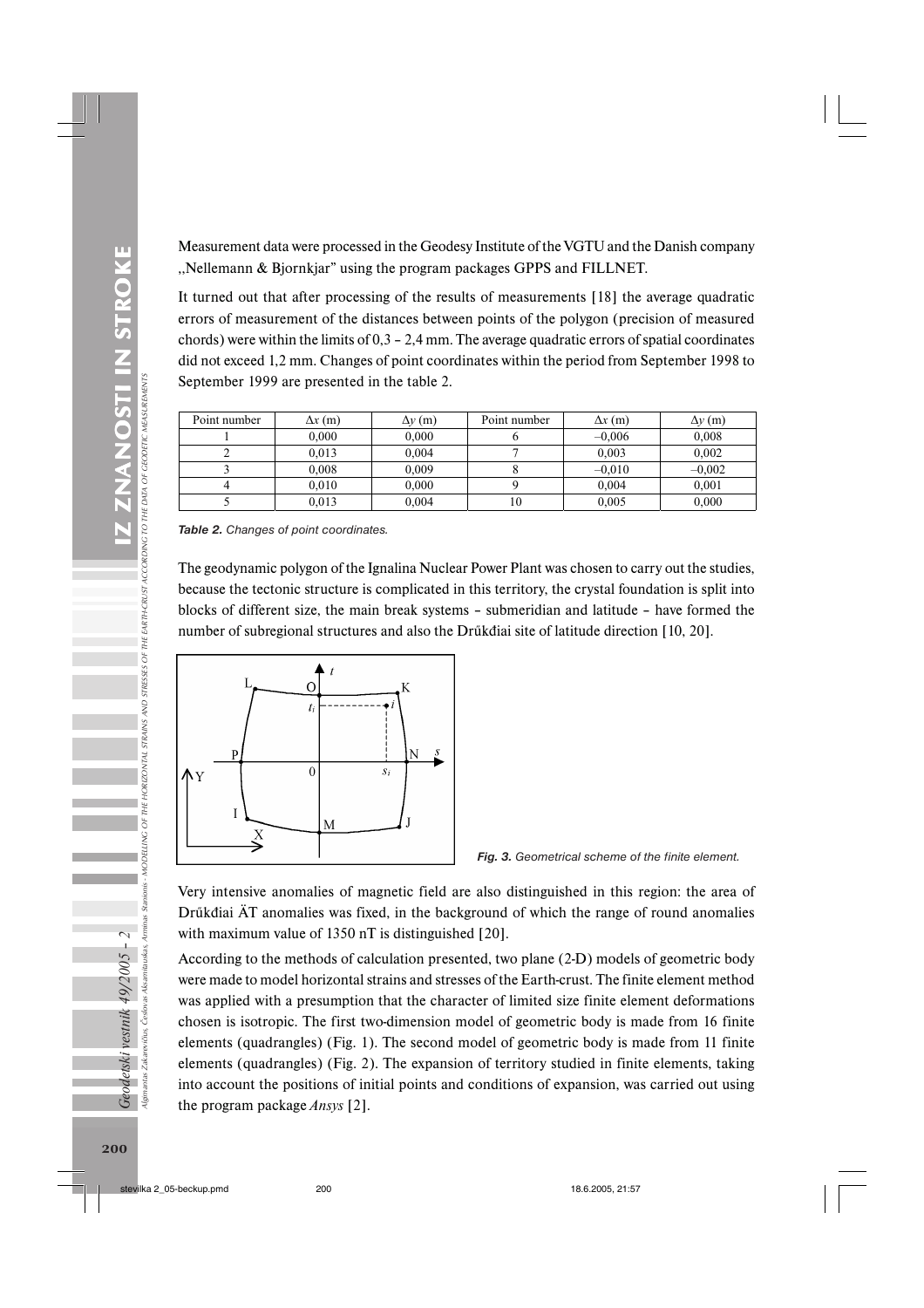Measurement data were processed in the Geodesy Institute of the VGTU and the Danish company „Nellemann & Bjornkjar" using the program packages GPPS and FILLNET.

It turned out that after processing of the results of measurements [18] the average quadratic errors of measurement of the distances between points of the polygon (precision of measured chords) were within the limits of 0,3 – 2,4 mm. The average quadratic errors of spatial coordinates did not exceed 1,2 mm. Changes of point coordinates within the period from September 1998 to September 1999 are presented in the table 2.

| Point number | $\Delta x$ (m) | $\Delta y$ (m) | Point number | $\Delta x$ (m) | $\Delta y$ (m) |
|---|---|---|---|---|---|
| 1 | 0,000 | 0,000 | 6 | –0,006 | 0,008 |
| 2 | 0,013 | 0,004 | 7 | 0,003 | 0,002 |
| 3 | 0,008 | 0,009 | 8 | –0,010 | –0,002 |
| 4 | 0,010 | 0,000 | 9 | 0,004 | 0,001 |
| 5 | 0,013 | 0,004 | 10 | 0,005 | 0,000 |

***Table 2.** Changes of point coordinates.*

The geodynamic polygon of the Ignalina Nuclear Power Plant was chosen to carry out the studies, because the tectonic structure is complicated in this territory, the crystal foundation is split into blocks of different size, the main break systems – submeridian and latitude – have formed the number of subregional structures and also the Drůkđiai site of latitude direction [10, 20].

***Fig. 3.** Geometrical scheme of the finite element.*

Very intensive anomalies of magnetic field are also distinguished in this region: the area of Drůkđiai ÄT anomalies was fixed, in the background of which the range of round anomalies with maximum value of 1350 nT is distinguished [20].

According to the methods of calculation presented, two plane (2-D) models of geometric body were made to model horizontal strains and stresses of the Earth-crust. The finite element method was applied with a presumption that the character of limited size finite element deformations chosen is isotropic. The first two-dimension model of geometric body is made from 16 finite elements (quadrangles) (Fig. 1). The second model of geometric body is made from 11 finite elements (quadrangles) (Fig. 2). The expansion of territory studied in finite elements, taking into account the positions of initial points and conditions of expansion, was carried out using the program package *Ansys* [2].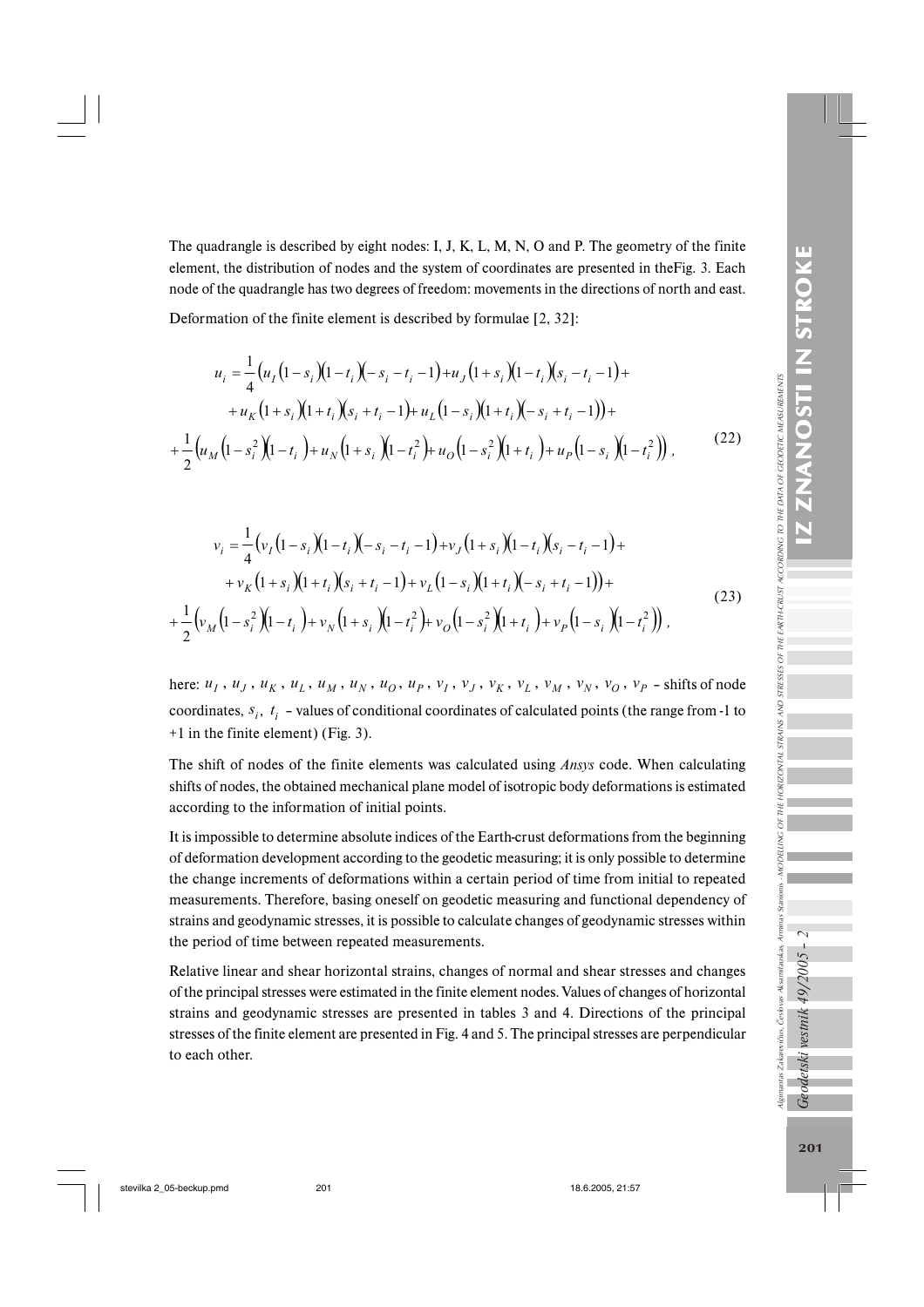The quadrangle is described by eight nodes: I, J, K, L, M, N, O and P. The geometry of the finite element, the distribution of nodes and the system of coordinates are presented in theFig. 3. Each node of the quadrangle has two degrees of freedom: movements in the directions of north and east.

Deformation of the finite element is described by formulae [2, 32]:

$$
\begin{aligned}
u_i = \frac{1}{4}\Big(&u_I(1-s_i)(1-t_i)(-s_i-t_i-1)+u_J(1+s_i)(1-t_i)(s_i-t_i-1)+\\
&+u_K(1+s_i)(1+t_i)(s_i+t_i-1)+u_L(1-s_i)(1+t_i)(-s_i+t_i-1)\Big)+\\
+\frac{1}{2}\Big(&u_M\left(1-s_i^2\right)(1-t_i)+u_N(1+s_i)\left(1-t_i^2\right)+u_O\left(1-s_i^2\right)(1+t_i)+u_P(1-s_i)\left(1-t_i^2\right)\Big),
\end{aligned}
\tag{22}
$$

$$
\begin{aligned}
v_i = \frac{1}{4}\Big(&v_I(1-s_i)(1-t_i)(-s_i-t_i-1)+v_J(1+s_i)(1-t_i)(s_i-t_i-1)+\\
&+v_K(1+s_i)(1+t_i)(s_i+t_i-1)+v_L(1-s_i)(1+t_i)(-s_i+t_i-1)\Big)+\\
+\frac{1}{2}\Big(&v_M\left(1-s_i^2\right)(1-t_i)+v_N(1+s_i)\left(1-t_i^2\right)+v_O\left(1-s_i^2\right)(1+t_i)+v_P(1-s_i)\left(1-t_i^2\right)\Big),
\end{aligned}
\tag{23}
$$

here: $u_I$, $u_J$, $u_K$, $u_L$, $u_M$, $u_N$, $u_O$, $u_P$, $v_I$, $v_J$, $v_K$, $v_L$, $v_M$, $v_N$, $v_O$, $v_P$ – shifts of node coordinates, $s_i$, $t_i$ – values of conditional coordinates of calculated points (the range from -1 to +1 in the finite element) (Fig. 3).

The shift of nodes of the finite elements was calculated using *Ansys* code. When calculating shifts of nodes, the obtained mechanical plane model of isotropic body deformations is estimated according to the information of initial points.

It is impossible to determine absolute indices of the Earth-crust deformations from the beginning of deformation development according to the geodetic measuring; it is only possible to determine the change increments of deformations within a certain period of time from initial to repeated measurements. Therefore, basing oneself on geodetic measuring and functional dependency of strains and geodynamic stresses, it is possible to calculate changes of geodynamic stresses within the period of time between repeated measurements.

Relative linear and shear horizontal strains, changes of normal and shear stresses and changes of the principal stresses were estimated in the finite element nodes. Values of changes of horizontal strains and geodynamic stresses are presented in tables 3 and 4. Directions of the principal stresses of the finite element are presented in Fig. 4 and 5. The principal stresses are perpendicular to each other.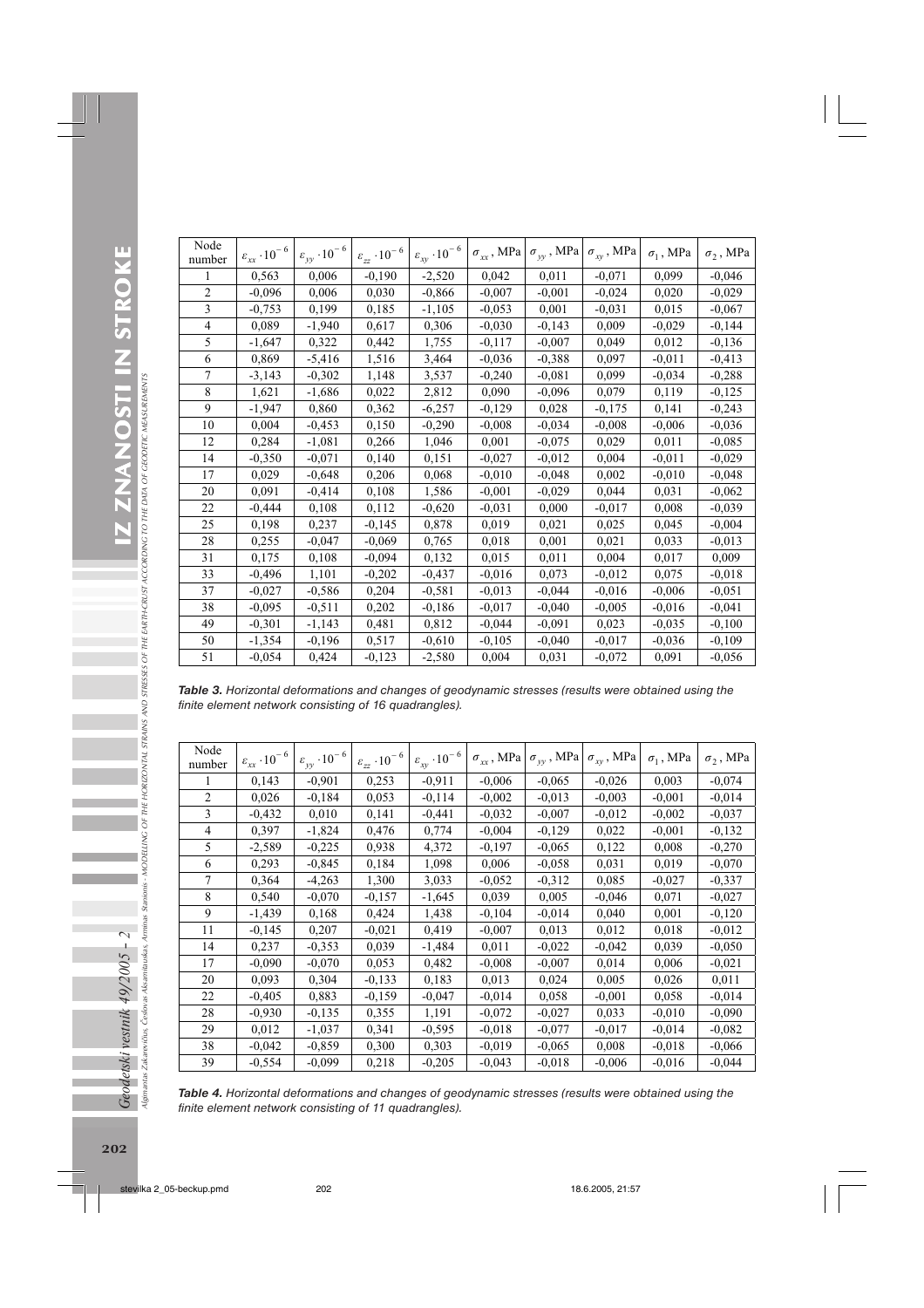| Node number | $\varepsilon_{xx} \cdot 10^{-6}$ | $\varepsilon_{yy} \cdot 10^{-6}$ | $\varepsilon_{zz} \cdot 10^{-6}$ | $\varepsilon_{xy} \cdot 10^{-6}$ | $\sigma_{xx}$, MPa | $\sigma_{yy}$, MPa | $\sigma_{xy}$, MPa | $\sigma_1$, MPa | $\sigma_2$, MPa |
|---|---|---|---|---|---|---|---|---|---|
| 1 | 0,563 | 0,006 | -0,190 | -2,520 | 0,042 | 0,011 | -0,071 | 0,099 | -0,046 |
| 2 | -0,096 | 0,006 | 0,030 | -0,866 | -0,007 | -0,001 | -0,024 | 0,020 | -0,029 |
| 3 | -0,753 | 0,199 | 0,185 | -1,105 | -0,053 | 0,001 | -0,031 | 0,015 | -0,067 |
| 4 | 0,089 | -1,940 | 0,617 | 0,306 | -0,030 | -0,143 | 0,009 | -0,029 | -0,144 |
| 5 | -1,647 | 0,322 | 0,442 | 1,755 | -0,117 | -0,007 | 0,049 | 0,012 | -0,136 |
| 6 | 0,869 | -5,416 | 1,516 | 3,464 | -0,036 | -0,388 | 0,097 | -0,011 | -0,413 |
| 7 | -3,143 | -0,302 | 1,148 | 3,537 | -0,240 | -0,081 | 0,099 | -0,034 | -0,288 |
| 8 | 1,621 | -1,686 | 0,022 | 2,812 | 0,090 | -0,096 | 0,079 | 0,119 | -0,125 |
| 9 | -1,947 | 0,860 | 0,362 | -6,257 | -0,129 | 0,028 | -0,175 | 0,141 | -0,243 |
| 10 | 0,004 | -0,453 | 0,150 | -0,290 | -0,008 | -0,034 | -0,008 | -0,006 | -0,036 |
| 12 | 0,284 | -1,081 | 0,266 | 1,046 | 0,001 | -0,075 | 0,029 | 0,011 | -0,085 |
| 14 | -0,350 | -0,071 | 0,140 | 0,151 | -0,027 | -0,012 | 0,004 | -0,011 | -0,029 |
| 17 | 0,029 | -0,648 | 0,206 | 0,068 | -0,010 | -0,048 | 0,002 | -0,010 | -0,048 |
| 20 | 0,091 | -0,414 | 0,108 | 1,586 | -0,001 | -0,029 | 0,044 | 0,031 | -0,062 |
| 22 | -0,444 | 0,108 | 0,112 | -0,620 | -0,031 | 0,000 | -0,017 | 0,008 | -0,039 |
| 25 | 0,198 | 0,237 | -0,145 | 0,878 | 0,019 | 0,021 | 0,025 | 0,045 | -0,004 |
| 28 | 0,255 | -0,047 | -0,069 | 0,765 | 0,018 | 0,001 | 0,021 | 0,033 | -0,013 |
| 31 | 0,175 | 0,108 | -0,094 | 0,132 | 0,015 | 0,011 | 0,004 | 0,017 | 0,009 |
| 33 | -0,496 | 1,101 | -0,202 | -0,437 | -0,016 | 0,073 | -0,012 | 0,075 | -0,018 |
| 37 | -0,027 | -0,586 | 0,204 | -0,581 | -0,013 | -0,044 | -0,016 | -0,006 | -0,051 |
| 38 | -0,095 | -0,511 | 0,202 | -0,186 | -0,017 | -0,040 | -0,005 | -0,016 | -0,041 |
| 49 | -0,301 | -1,143 | 0,481 | 0,812 | -0,044 | -0,091 | 0,023 | -0,035 | -0,100 |
| 50 | -1,354 | -0,196 | 0,517 | -0,610 | -0,105 | -0,040 | -0,017 | -0,036 | -0,109 |
| 51 | -0,054 | 0,424 | -0,123 | -2,580 | 0,004 | 0,031 | -0,072 | 0,091 | -0,056 |

***Table 3.*** *Horizontal deformations and changes of geodynamic stresses (results were obtained using the finite element network consisting of 16 quadrangles).*

| Node number | $\varepsilon_{xx} \cdot 10^{-6}$ | $\varepsilon_{yy} \cdot 10^{-6}$ | $\varepsilon_{zz} \cdot 10^{-6}$ | $\varepsilon_{xy} \cdot 10^{-6}$ | $\sigma_{xx}$, MPa | $\sigma_{yy}$, MPa | $\sigma_{xy}$, MPa | $\sigma_1$, MPa | $\sigma_2$, MPa |
|---|---|---|---|---|---|---|---|---|---|
| 1 | 0,143 | -0,901 | 0,253 | -0,911 | -0,006 | -0,065 | -0,026 | 0,003 | -0,074 |
| 2 | 0,026 | -0,184 | 0,053 | -0,114 | -0,002 | -0,013 | -0,003 | -0,001 | -0,014 |
| 3 | -0,432 | 0,010 | 0,141 | -0,441 | -0,032 | -0,007 | -0,012 | -0,002 | -0,037 |
| 4 | 0,397 | -1,824 | 0,476 | 0,774 | -0,004 | -0,129 | 0,022 | -0,001 | -0,132 |
| 5 | -2,589 | -0,225 | 0,938 | 4,372 | -0,197 | -0,065 | 0,122 | 0,008 | -0,270 |
| 6 | 0,293 | -0,845 | 0,184 | 1,098 | 0,006 | -0,058 | 0,031 | 0,019 | -0,070 |
| 7 | 0,364 | -4,263 | 1,300 | 3,033 | -0,052 | -0,312 | 0,085 | -0,027 | -0,337 |
| 8 | 0,540 | -0,070 | -0,157 | -1,645 | 0,039 | 0,005 | -0,046 | 0,071 | -0,027 |
| 9 | -1,439 | 0,168 | 0,424 | 1,438 | -0,104 | -0,014 | 0,040 | 0,001 | -0,120 |
| 11 | -0,145 | 0,207 | -0,021 | 0,419 | -0,007 | 0,013 | 0,012 | 0,018 | -0,012 |
| 14 | 0,237 | -0,353 | 0,039 | -1,484 | 0,011 | -0,022 | -0,042 | 0,039 | -0,050 |
| 17 | -0,090 | -0,070 | 0,053 | 0,482 | -0,008 | -0,007 | 0,014 | 0,006 | -0,021 |
| 20 | 0,093 | 0,304 | -0,133 | 0,183 | 0,013 | 0,024 | 0,005 | 0,026 | 0,011 |
| 22 | -0,405 | 0,883 | -0,159 | -0,047 | -0,014 | 0,058 | -0,001 | 0,058 | -0,014 |
| 28 | -0,930 | -0,135 | 0,355 | 1,191 | -0,072 | -0,027 | 0,033 | -0,010 | -0,090 |
| 29 | 0,012 | -1,037 | 0,341 | -0,595 | -0,018 | -0,077 | -0,017 | -0,014 | -0,082 |
| 38 | -0,042 | -0,859 | 0,300 | 0,303 | -0,019 | -0,065 | 0,008 | -0,018 | -0,066 |
| 39 | -0,554 | -0,099 | 0,218 | -0,205 | -0,043 | -0,018 | -0,006 | -0,016 | -0,044 |

***Table 4.*** *Horizontal deformations and changes of geodynamic stresses (results were obtained using the finite element network consisting of 11 quadrangles).*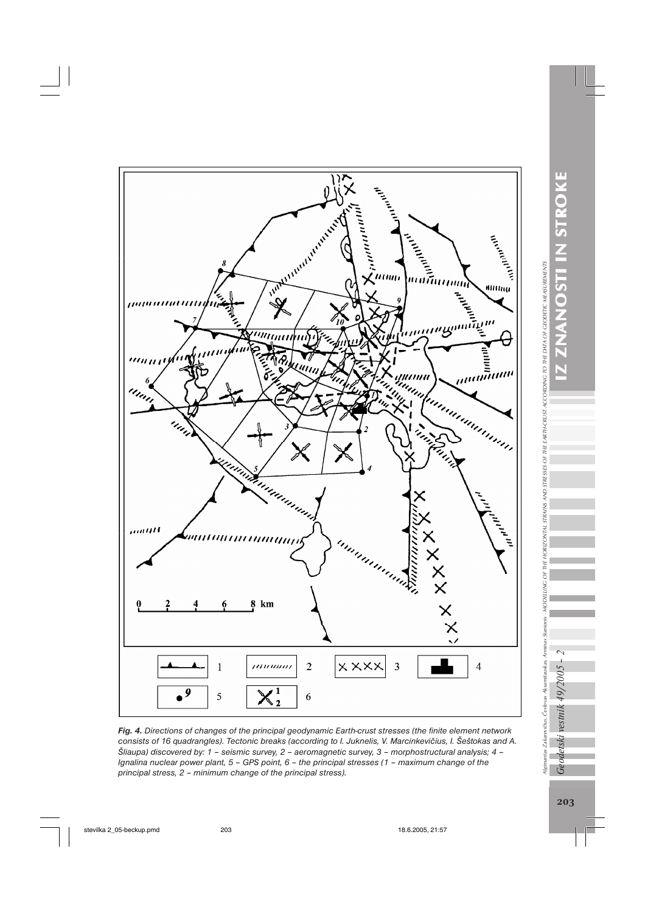***Fig. 4.*** *Directions of changes of the principal geodynamic Earth-crust stresses (the finite element network consists of 16 quadrangles). Tectonic breaks (according to I. Juknelis, V. Marcinkevičius, I. Šeštokas and A. Šliaupa) discovered by: 1 – seismic survey, 2 – aeromagnetic survey, 3 – morphostructural analysis; 4 – Ignalina nuclear power plant, 5 – GPS point, 6 – the principal stresses (1 – maximum change of the principal stress, 2 – minimum change of the principal stress).*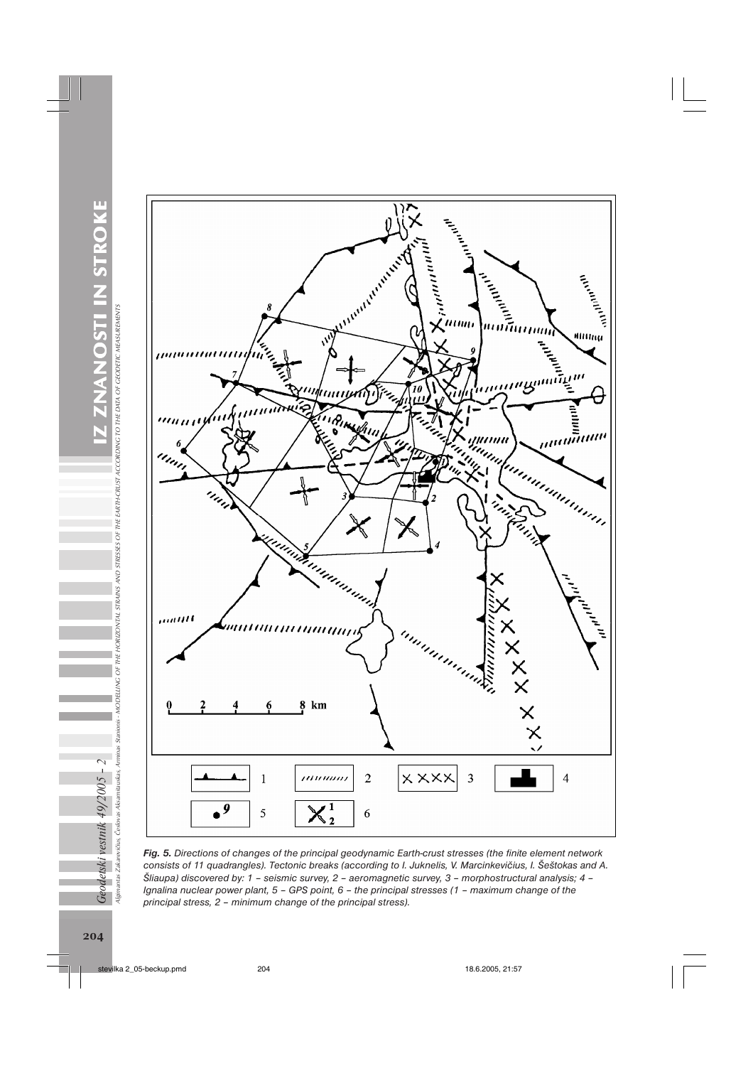**Fig. 5.** *Directions of changes of the principal geodynamic Earth-crust stresses (the finite element network consists of 11 quadrangles). Tectonic breaks (according to I. Juknelis, V. Marcinkevičius, I. Šeštokas and A. Šliaupa) discovered by: 1 – seismic survey, 2 – aeromagnetic survey, 3 – morphostructural analysis; 4 – Ignalina nuclear power plant, 5 – GPS point, 6 – the principal stresses (1 – maximum change of the principal stress, 2 – minimum change of the principal stress).*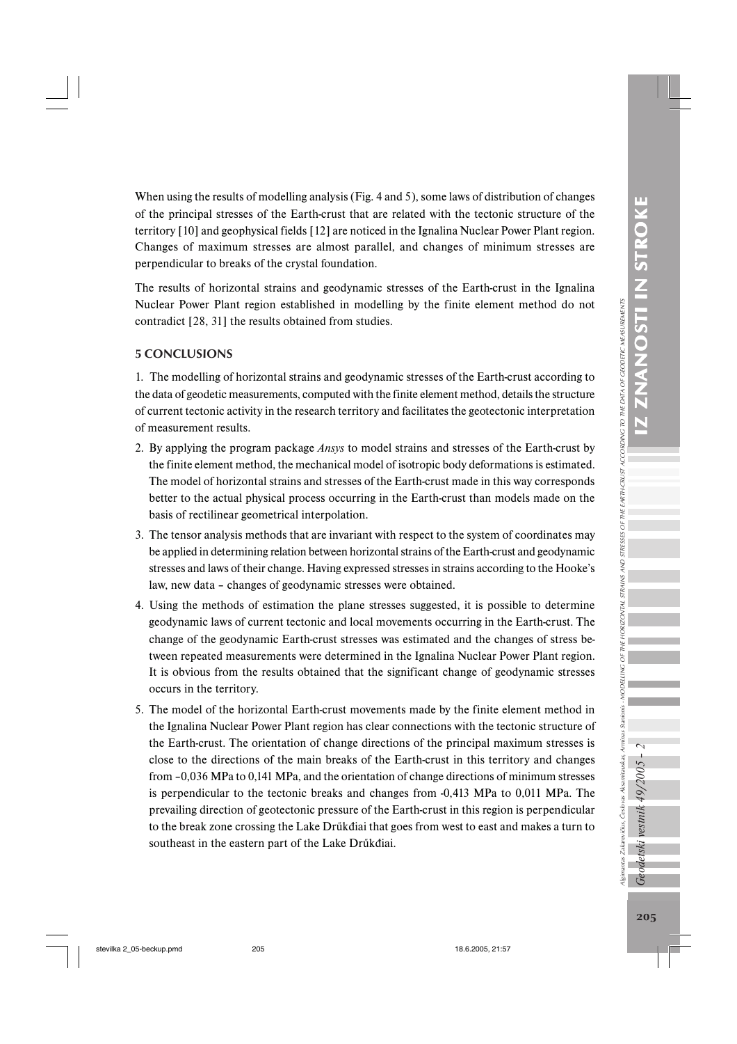When using the results of modelling analysis (Fig. 4 and 5), some laws of distribution of changes of the principal stresses of the Earth-crust that are related with the tectonic structure of the territory [10] and geophysical fields [12] are noticed in the Ignalina Nuclear Power Plant region. Changes of maximum stresses are almost parallel, and changes of minimum stresses are perpendicular to breaks of the crystal foundation.

The results of horizontal strains and geodynamic stresses of the Earth-crust in the Ignalina Nuclear Power Plant region established in modelling by the finite element method do not contradict [28, 31] the results obtained from studies.

## 5 CONCLUSIONS

1. The modelling of horizontal strains and geodynamic stresses of the Earth-crust according to the data of geodetic measurements, computed with the finite element method, details the structure of current tectonic activity in the research territory and facilitates the geotectonic interpretation of measurement results.
2. By applying the program package *Ansys* to model strains and stresses of the Earth-crust by the finite element method, the mechanical model of isotropic body deformations is estimated. The model of horizontal strains and stresses of the Earth-crust made in this way corresponds better to the actual physical process occurring in the Earth-crust than models made on the basis of rectilinear geometrical interpolation.
3. The tensor analysis methods that are invariant with respect to the system of coordinates may be applied in determining relation between horizontal strains of the Earth-crust and geodynamic stresses and laws of their change. Having expressed stresses in strains according to the Hooke's law, new data – changes of geodynamic stresses were obtained.
4. Using the methods of estimation the plane stresses suggested, it is possible to determine geodynamic laws of current tectonic and local movements occurring in the Earth-crust. The change of the geodynamic Earth-crust stresses was estimated and the changes of stress between repeated measurements were determined in the Ignalina Nuclear Power Plant region. It is obvious from the results obtained that the significant change of geodynamic stresses occurs in the territory.
5. The model of the horizontal Earth-crust movements made by the finite element method in the Ignalina Nuclear Power Plant region has clear connections with the tectonic structure of the Earth-crust. The orientation of change directions of the principal maximum stresses is close to the directions of the main breaks of the Earth-crust in this territory and changes from –0,036 MPa to 0,141 MPa, and the orientation of change directions of minimum stresses is perpendicular to the tectonic breaks and changes from -0,413 MPa to 0,011 MPa. The prevailing direction of geotectonic pressure of the Earth-crust in this region is perpendicular to the break zone crossing the Lake Drůkđiai that goes from west to east and makes a turn to southeast in the eastern part of the Lake Drůkđiai.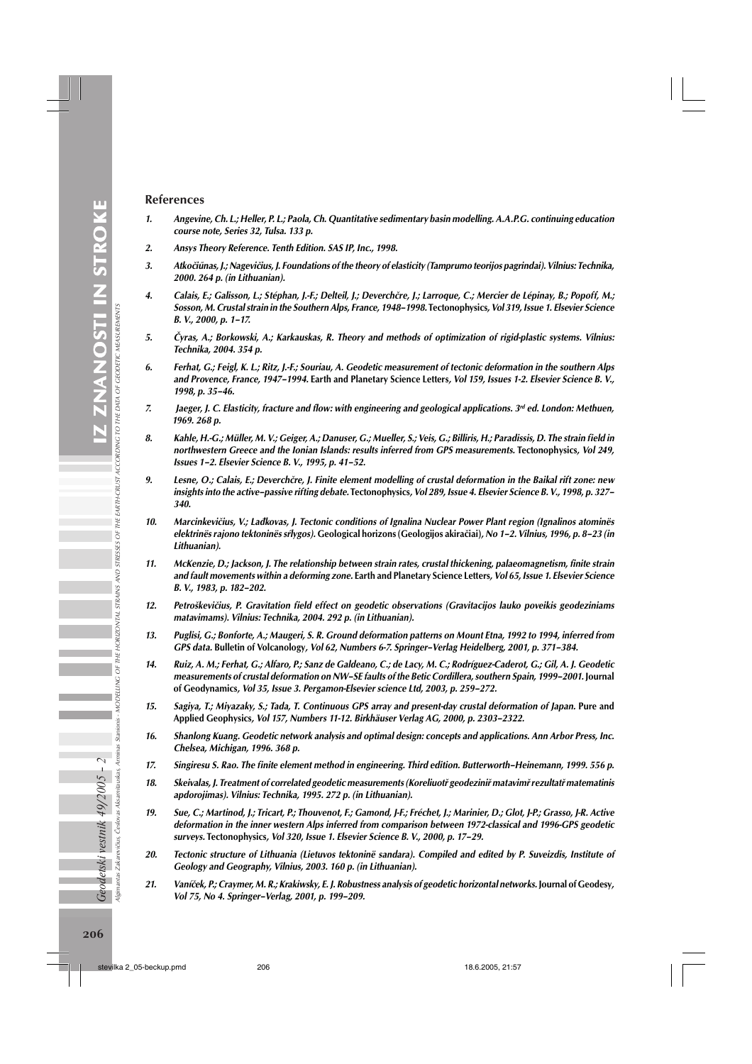## References

1. *Angevine, Ch. L.; Heller, P. L.; Paola, Ch. Quantitative sedimentary basin modelling. A.A.P.G. continuing education course note, Series 32, Tulsa. 133 p.*
2. *Ansys Theory Reference. Tenth Edition. SAS IP, Inc., 1998.*
3. *Atkočiūnas, J.; Nagevičius, J. Foundations of the theory of elasticity (Tamprumo teorijos pagrindai). Vilnius: Technika, 2000. 264 p. (in Lithuanian).*
4. *Calais, E.; Galisson, L.; Stéphan, J.-F.; Delteil, J.; Deverchčre, J.; Larroque, C.; Mercier de Lépinay, B.; Popoff, M.; Sosson, M. Crustal strain in the Southern Alps, France, 1948–1998.* Tectonophysics*, Vol 319, Issue 1. Elsevier Science B. V., 2000, p. 1–17.*
5. *Čyras, A.; Borkowski, A.; Karkauskas, R. Theory and methods of optimization of rigid-plastic systems. Vilnius: Technika, 2004. 354 p.*
6. *Ferhat, G.; Feigl, K. L.; Ritz, J.-F.; Souriau, A. Geodetic measurement of tectonic deformation in the southern Alps and Provence, France, 1947–1994.* Earth and Planetary Science Letters*, Vol 159, Issues 1-2. Elsevier Science B. V., 1998, p. 35–46.*
7. *Jaeger, J. C. Elasticity, fracture and flow: with engineering and geological applications. 3rd ed. London: Methuen, 1969. 268 p.*
8. *Kahle, H.-G.; Müller, M. V.; Geiger, A.; Danuser, G.; Mueller, S.; Veis, G.; Billiris, H.; Paradissis, D. The strain field in northwestern Greece and the Ionian Islands: results inferred from GPS measurements.* Tectonophysics*, Vol 249, Issues 1–2. Elsevier Science B. V., 1995, p. 41–52.*
9. *Lesne, O.; Calais, E.; Deverchčre, J. Finite element modelling of crustal deformation in the Baikal rift zone: new insights into the active–passive rifting debate.* Tectonophysics*, Vol 289, Issue 4. Elsevier Science B. V., 1998, p. 327–340.*
10. *Marcinkevičius, V.; Laďkovas, J. Tectonic conditions of Ignalina Nuclear Power Plant region (Ignalinos atominës elektrinës rajono tektoninës sŕlygos).* Geological horizons (Geologijos akiračiai)*, No 1–2. Vilnius, 1996, p. 8–23 (in Lithuanian).*
11. *McKenzie, D.; Jackson, J. The relationship between strain rates, crustal thickening, palaeomagnetism, finite strain and fault movements within a deforming zone.* Earth and Planetary Science Letters*, Vol 65, Issue 1. Elsevier Science B. V., 1983, p. 182–202.*
12. *Petroškevičius, P. Gravitation field effect on geodetic observations (Gravitacijos lauko poveikis geodeziniams matavimams). Vilnius: Technika, 2004. 292 p. (in Lithuanian).*
13. *Puglisi, G.; Bonforte, A.; Maugeri, S. R. Ground deformation patterns on Mount Etna, 1992 to 1994, inferred from GPS data.* Bulletin of Volcanology*, Vol 62, Numbers 6-7. Springer–Verlag Heidelberg, 2001, p. 371–384.*
14. *Ruiz, A. M.; Ferhat, G.; Alfaro, P.; Sanz de Galdeano, C.; de Lacy, M. C.; Rodríguez-Caderot, G.; Gil, A. J. Geodetic measurements of crustal deformation on NW–SE faults of the Betic Cordillera, southern Spain, 1999–2001.* Journal of Geodynamics*, Vol 35, Issue 3. Pergamon-Elsevier science Ltd, 2003, p. 259–272.*
15. *Sagiya, T.; Miyazaky, S.; Tada, T. Continuous GPS array and present-day crustal deformation of Japan.* Pure and Applied Geophysics*, Vol 157, Numbers 11-12. Birkhäuser Verlag AG, 2000, p. 2303–2322.*
16. *Shanlong Kuang. Geodetic network analysis and optimal design: concepts and applications. Ann Arbor Press, Inc. Chelsea, Michigan, 1996. 368 p.*
17. *Singiresu S. Rao. The finite element method in engineering. Third edition. Butterworth–Heinemann, 1999. 556 p.*
18. *Skeivalas, J. Treatment of correlated geodetic measurements (Koreliuotř geodeziniř matavimř rezultatř matematinis apdorojimas). Vilnius: Technika, 1995. 272 p. (in Lithuanian).*
19. *Sue, C.; Martinod, J.; Tricart, P.; Thouvenot, F.; Gamond, J-F.; Fréchet, J.; Marinier, D.; Glot, J-P.; Grasso, J-R. Active deformation in the inner western Alps inferred from comparison between 1972-classical and 1996-GPS geodetic surveys.* Tectonophysics*, Vol 320, Issue 1. Elsevier Science B. V., 2000, p. 17–29.*
20. *Tectonic structure of Lithuania (Lietuvos tektoninë sandara). Compiled and edited by P. Suveizdis, Institute of Geology and Geography, Vilnius, 2003. 160 p. (in Lithuanian).*
21. *Vaníček, P.; Craymer, M. R.; Krakiwsky, E. J. Robustness analysis of geodetic horizontal networks.* Journal of Geodesy*, Vol 75, No 4. Springer–Verlag, 2001, p. 199–209.*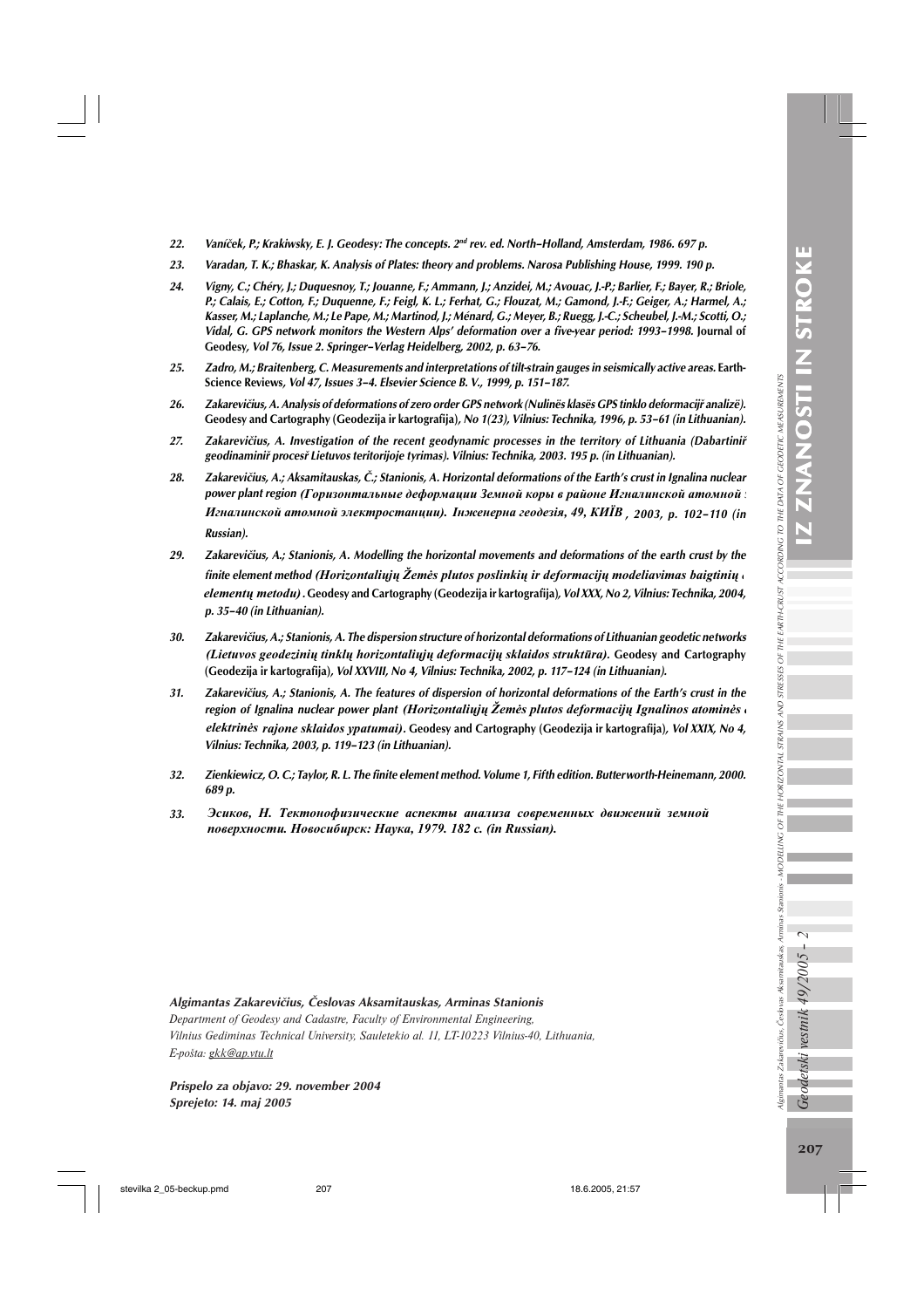22. *Vaníček, P.; Krakiwsky, E. J. Geodesy: The concepts. 2nd rev. ed. North–Holland, Amsterdam, 1986. 697 p.*

23. *Varadan, T. K.; Bhaskar, K. Analysis of Plates: theory and problems. Narosa Publishing House, 1999. 190 p.*

24. *Vigny, C.; Chéry, J.; Duquesnoy, T.; Jouanne, F.; Ammann, J.; Anzidei, M.; Avouac, J.-P.; Barlier, F.; Bayer, R.; Briole, P.; Calais, E.; Cotton, F.; Duquenne, F.; Feigl, K. L.; Ferhat, G.; Flouzat, M.; Gamond, J.-F.; Geiger, A.; Harmel, A.; Kasser, M.; Laplanche, M.; Le Pape, M.; Martinod, J.; Ménard, G.; Meyer, B.; Ruegg, J.-C.; Scheubel, J.-M.; Scotti, O.; Vidal, G. GPS network monitors the Western Alps' deformation over a five-year period: 1993–1998.* Journal of Geodesy, *Vol 76, Issue 2. Springer–Verlag Heidelberg, 2002, p. 63–76.*

25. *Zadro, M.; Braitenberg, C. Measurements and interpretations of tilt-strain gauges in seismically active areas.* Earth-Science Reviews, *Vol 47, Issues 3–4. Elsevier Science B. V., 1999, p. 151–187.*

26. *Zakarevičius, A. Analysis of deformations of zero order GPS network (Nulinës klasës GPS tinklo deformacijř analizë).* Geodesy and Cartography (Geodezija ir kartografija), *No 1(23), Vilnius: Technika, 1996, p. 53–61 (in Lithuanian).*

27. *Zakarevičius, A. Investigation of the recent geodynamic processes in the territory of Lithuania (Dabartinir geodinaminir procesř Lietuvos teritorijoje tyrimas). Vilnius: Technika, 2003. 195 p. (in Lithuanian).*

28. *Zakarevičius, A.; Aksamitauskas, Č.; Stanionis, A. Horizontal deformations of the Earth's crust in Ignalina nuclear power plant region (Горизонтальные деформации Земной коры в районе Игналинской атомной электростанции). Інженерна геодезія, 49, КИЇВ, 2003, p. 102–110 (in Russian).*

29. *Zakarevičius, A.; Stanionis, A. Modelling the horizontal movements and deformations of the earth crust by the finite element method (Horizontaliųjų Žemės plutos poslinkių ir deformacijų modeliavimas baigtinių elementų metodu).* Geodesy and Cartography (Geodezija ir kartografija), *Vol XXX, No 2, Vilnius: Technika, 2004, p. 35–40 (in Lithuanian).*

30. *Zakarevičius, A.; Stanionis, A. The dispersion structure of horizontal deformations of Lithuanian geodetic networks (Lietuvos geodezinių tinklų horizontaliųjų deformacijų sklaidos struktūra).* Geodesy and Cartography (Geodezija ir kartografija), *Vol XXVIII, No 4, Vilnius: Technika, 2002, p. 117–124 (in Lithuanian).*

31. *Zakarevičius, A.; Stanionis, A. The features of dispersion of horizontal deformations of the Earth's crust in the region of Ignalina nuclear power plant (Horizontaliųjų Žemės plutos deformacijų Ignalinos atominės elektrinės rajone sklaidos ypatumai).* Geodesy and Cartography (Geodezija ir kartografija), *Vol XXIX, No 4, Vilnius: Technika, 2003, p. 119–123 (in Lithuanian).*

32. *Zienkiewicz, O. C.; Taylor, R. L. The finite element method. Volume 1, Fifth edition. Butterworth-Heinemann, 2000. 689 p.*

33. *Эсиков, Н. Тектонофизические аспекты анализа современных движений земной поверхности. Новосибирск: Наука, 1979. 182 с. (in Russian).*

***Algimantas Zakarevičius, Česlovas Aksamitauskas, Arminas Stanionis***
*Department of Geodesy and Cadastre, Faculty of Environmental Engineering,*
*Vilnius Gediminas Technical University, Sauletekio al. 11, LT-10223 Vilnius-40, Lithuania,*
*E-pošta: gkk@ap.vtu.lt*

***Prispelo za objavo: 29. november 2004***
***Sprejeto: 14. maj 2005***